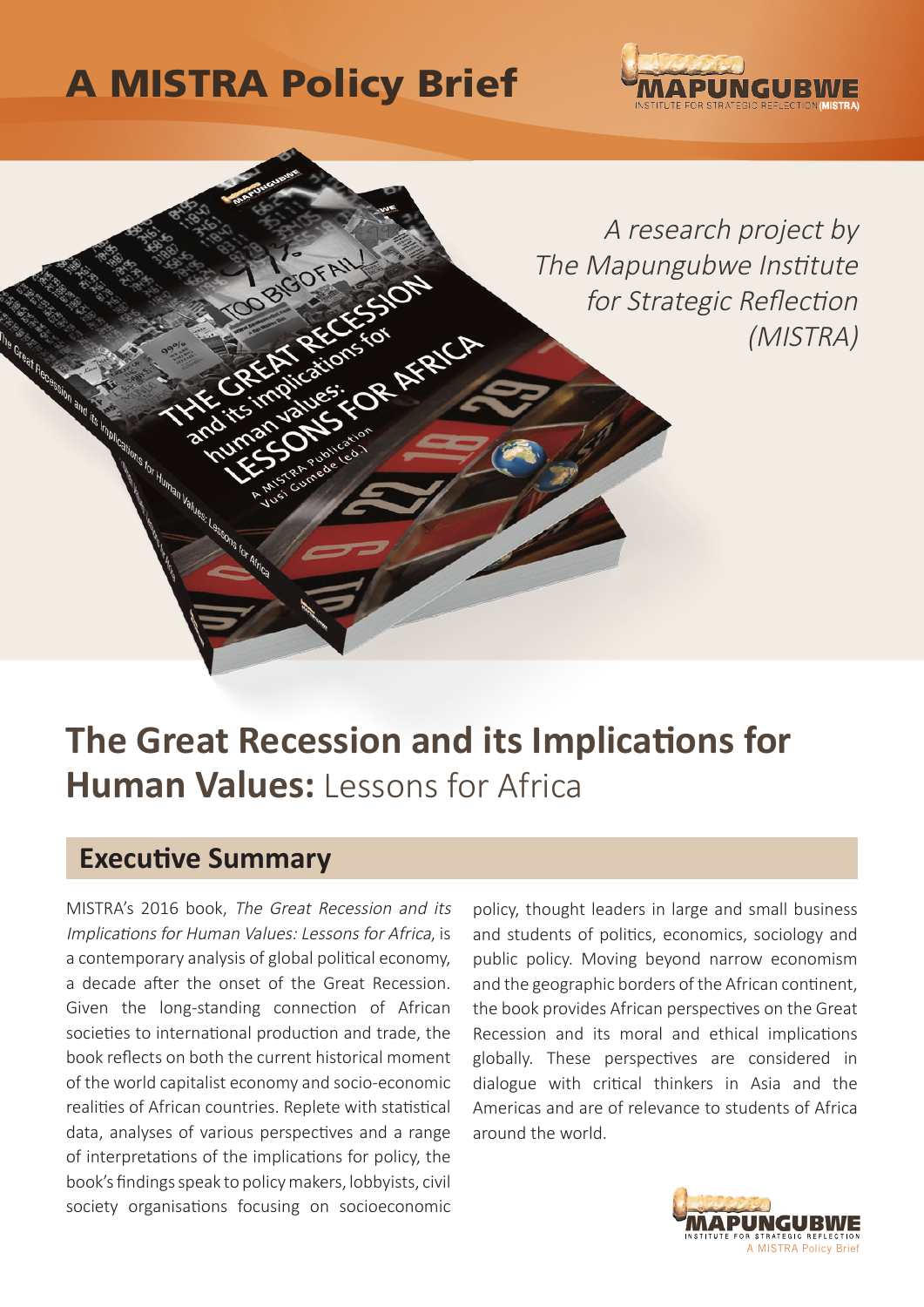# A MISTRA Policy Brief

*A research project by The Mapungubwe Institute for Strategic Reflection (MISTRA)*

# The Great Recession and its Implications for Human Values: Lessons for Africa

## Executive Summary

MISTRA's 2016 book, *The Great Recession and its Implications for Human Values: Lessons for Africa*, is a contemporary analysis of global political economy, a decade after the onset of the Great Recession. Given the long-standing connection of African societies to international production and trade, the book reflects on both the current historical moment of the world capitalist economy and socio-economic realities of African countries. Replete with statistical data, analyses of various perspectives and a range of interpretations of the implications for policy, the book's findings speak to policy makers, lobbyists, civil society organisations focusing on socioeconomic policy, thought leaders in large and small business and students of politics, economics, sociology and public policy. Moving beyond narrow economism and the geographic borders of the African continent, the book provides African perspectives on the Great Recession and its moral and ethical implications globally. These perspectives are considered in dialogue with critical thinkers in Asia and the Americas and are of relevance to students of Africa around the world.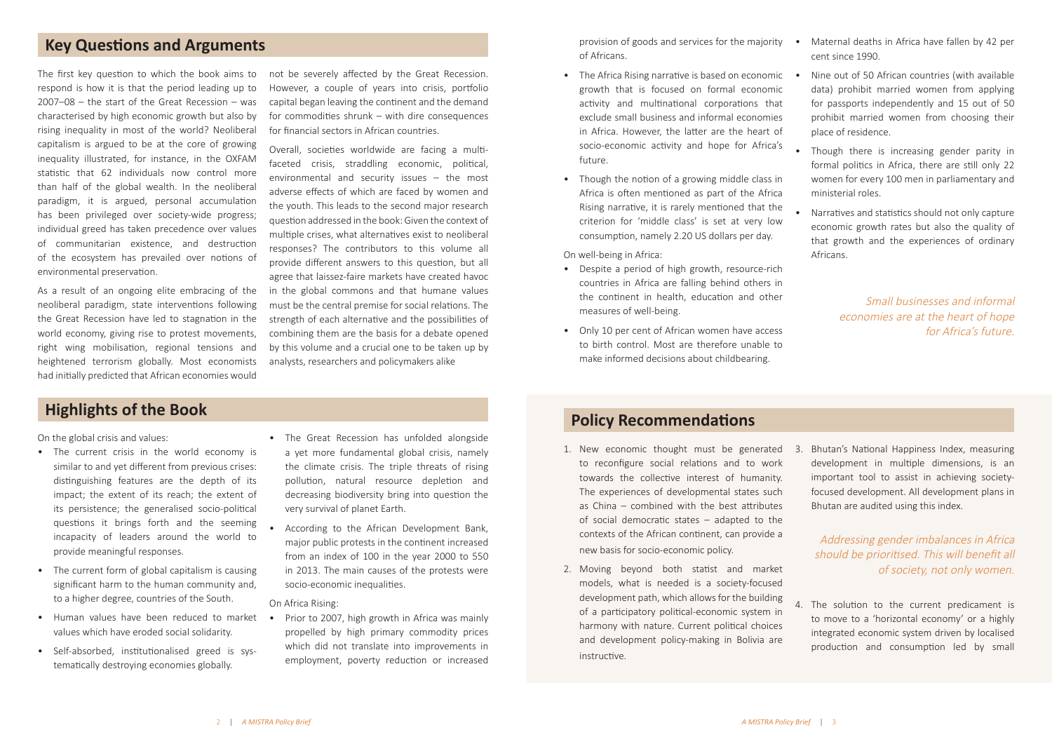## Key Questions and Arguments

The first key question to which the book aims to respond is how it is that the period leading up to 2007–08 – the start of the Great Recession – was characterised by high economic growth but also by rising inequality in most of the world? Neoliberal capitalism is argued to be at the core of growing inequality illustrated, for instance, in the OXFAM statistic that 62 individuals now control more than half of the global wealth. In the neoliberal paradigm, it is argued, personal accumulation has been privileged over society-wide progress; individual greed has taken precedence over values of communitarian existence, and destruction of the ecosystem has prevailed over notions of environmental preservation.

As a result of an ongoing elite embracing of the neoliberal paradigm, state interventions following the Great Recession have led to stagnation in the world economy, giving rise to protest movements, right wing mobilisation, regional tensions and heightened terrorism globally. Most economists had initially predicted that African economies would not be severely affected by the Great Recession. However, a couple of years into crisis, portfolio capital began leaving the continent and the demand for commodities shrunk – with dire consequences for financial sectors in African countries.

Overall, societies worldwide are facing a multi-faceted crisis, straddling economic, political, environmental and security issues – the most adverse effects of which are faced by women and the youth. This leads to the second major research question addressed in the book: Given the context of multiple crises, what alternatives exist to neoliberal responses? The contributors to this volume all provide different answers to this question, but all agree that laissez-faire markets have created havoc in the global commons and that humane values must be the central premise for social relations. The strength of each alternative and the possibilities of combining them are the basis for a debate opened by this volume and a crucial one to be taken up by analysts, researchers and policymakers alike

## Highlights of the Book

On the global crisis and values:

- The current crisis in the world economy is similar to and yet different from previous crises: distinguishing features are the depth of its impact; the extent of its reach; the extent of its persistence; the generalised socio-political questions it brings forth and the seeming incapacity of leaders around the world to provide meaningful responses.
- The current form of global capitalism is causing significant harm to the human community and, to a higher degree, countries of the South.
- Human values have been reduced to market values which have eroded social solidarity.
- Self-absorbed, institutionalised greed is systematically destroying economies globally.
- The Great Recession has unfolded alongside a yet more fundamental global crisis, namely the climate crisis. The triple threats of rising pollution, natural resource depletion and decreasing biodiversity bring into question the very survival of planet Earth.
- According to the African Development Bank, major public protests in the continent increased from an index of 100 in the year 2000 to 550 in 2013. The main causes of the protests were socio-economic inequalities.

On Africa Rising:

- Prior to 2007, high growth in Africa was mainly propelled by high primary commodity prices which did not translate into improvements in employment, poverty reduction or increased provision of goods and services for the majority of Africans.
- The Africa Rising narrative is based on economic growth that is focused on formal economic activity and multinational corporations that exclude small business and informal economies in Africa. However, the latter are the heart of socio-economic activity and hope for Africa's future.
- Though the notion of a growing middle class in Africa is often mentioned as part of the Africa Rising narrative, it is rarely mentioned that the criterion for 'middle class' is set at very low consumption, namely 2.20 US dollars per day.

On well-being in Africa:

- Despite a period of high growth, resource-rich countries in Africa are falling behind others in the continent in health, education and other measures of well-being.
- Only 10 per cent of African women have access to birth control. Most are therefore unable to make informed decisions about childbearing.
- Maternal deaths in Africa have fallen by 42 per cent since 1990.
- Nine out of 50 African countries (with available data) prohibit married women from applying for passports independently and 15 out of 50 prohibit married women from choosing their place of residence.
- Though there is increasing gender parity in formal politics in Africa, there are still only 22 women for every 100 men in parliamentary and ministerial roles.
- Narratives and statistics should not only capture economic growth rates but also the quality of that growth and the experiences of ordinary Africans.

*Small businesses and informal economies are at the heart of hope for Africa's future.*

## Policy Recommendations

1. New economic thought must be generated to reconfigure social relations and to work towards the collective interest of humanity. The experiences of developmental states such as China – combined with the best attributes of social democratic states – adapted to the contexts of the African continent, can provide a new basis for socio-economic policy.
2. Moving beyond both statist and market models, what is needed is a society-focused development path, which allows for the building of a participatory political-economic system in harmony with nature. Current political choices and development policy-making in Bolivia are instructive.
3. Bhutan's National Happiness Index, measuring development in multiple dimensions, is an important tool to assist in achieving society-focused development. All development plans in Bhutan are audited using this index.

*Addressing gender imbalances in Africa should be prioritised. This will benefit all of society, not only women.*

4. The solution to the current predicament is to move to a 'horizontal economy' or a highly integrated economic system driven by localised production and consumption led by small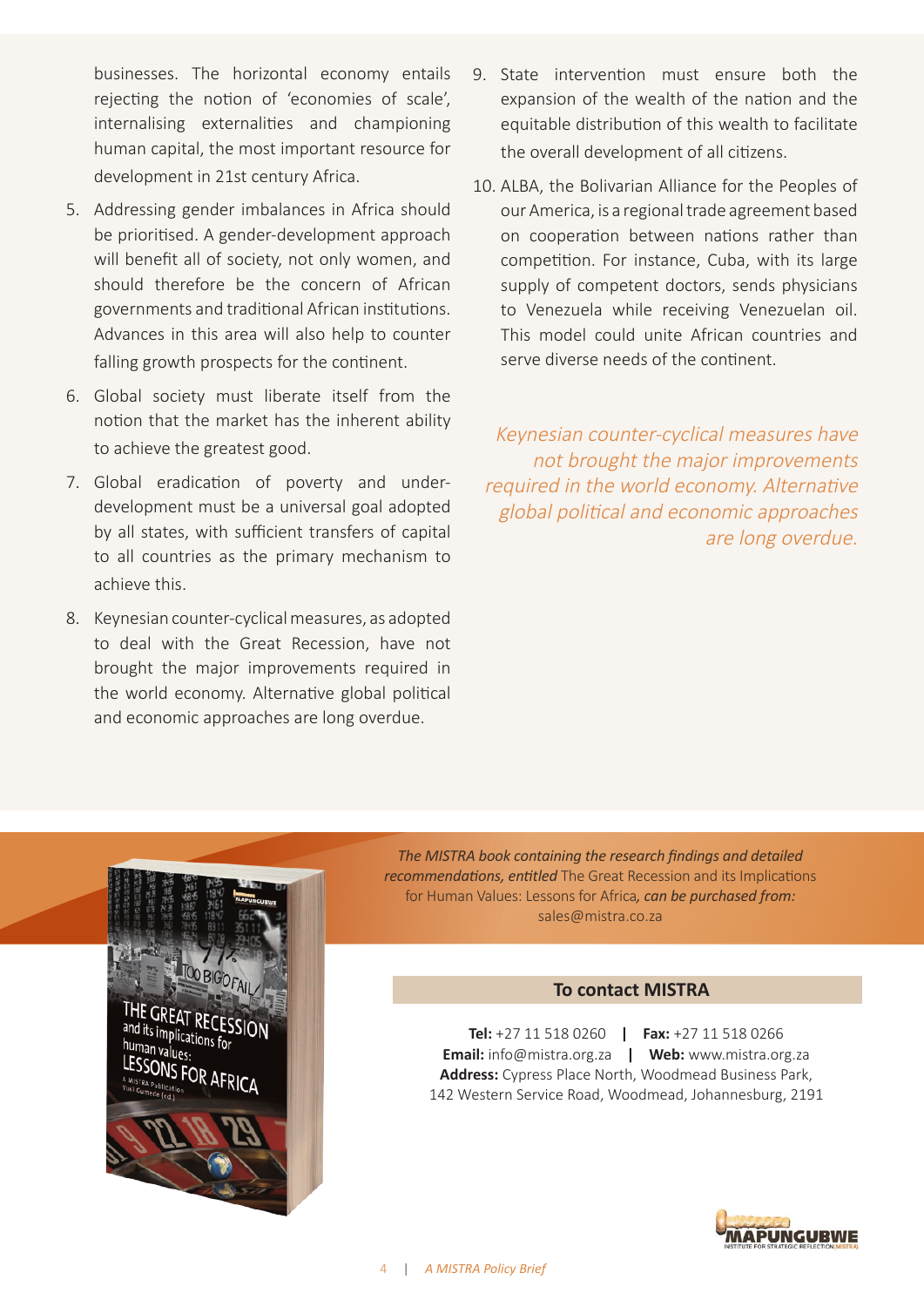businesses. The horizontal economy entails rejecting the notion of 'economies of scale', internalising externalities and championing human capital, the most important resource for development in 21st century Africa.

5. Addressing gender imbalances in Africa should be prioritised. A gender-development approach will benefit all of society, not only women, and should therefore be the concern of African governments and traditional African institutions. Advances in this area will also help to counter falling growth prospects for the continent.
6. Global society must liberate itself from the notion that the market has the inherent ability to achieve the greatest good.
7. Global eradication of poverty and under-development must be a universal goal adopted by all states, with sufficient transfers of capital to all countries as the primary mechanism to achieve this.
8. Keynesian counter-cyclical measures, as adopted to deal with the Great Recession, have not brought the major improvements required in the world economy. Alternative global political and economic approaches are long overdue.
9. State intervention must ensure both the expansion of the wealth of the nation and the equitable distribution of this wealth to facilitate the overall development of all citizens.
10. ALBA, the Bolivarian Alliance for the Peoples of our America, is a regional trade agreement based on cooperation between nations rather than competition. For instance, Cuba, with its large supply of competent doctors, sends physicians to Venezuela while receiving Venezuelan oil. This model could unite African countries and serve diverse needs of the continent.

*Keynesian counter-cyclical measures have not brought the major improvements required in the world economy. Alternative global political and economic approaches are long overdue.*

*The MISTRA book containing the research findings and detailed recommendations, entitled* The Great Recession and its Implications for Human Values: Lessons for Africa*, **can be purchased from:*** sales@mistra.co.za

**To contact MISTRA**

**Tel:** +27 11 518 0260 | **Fax:** +27 11 518 0266
**Email:** info@mistra.org.za | **Web:** www.mistra.org.za
**Address:** Cypress Place North, Woodmead Business Park, 142 Western Service Road, Woodmead, Johannesburg, 2191